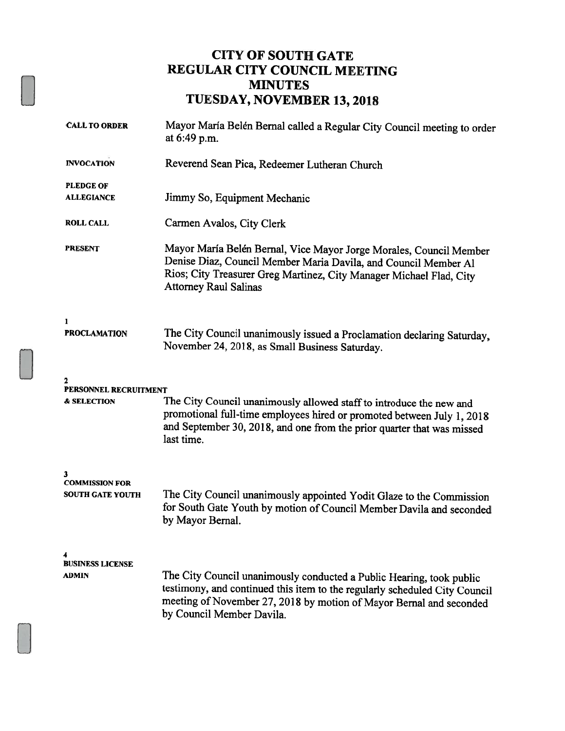# CITY OF SOUTH GATE
# REGULAR CITY COUNCIL MEETING
# MINUTES
# TUESDAY, NOVEMBER 13, 2018

**CALL TO ORDER**
Mayor María Belén Bernal called a Regular City Council meeting to order at 6:49 p.m.

**INVOCATION**
Reverend Sean Pica, Redeemer Lutheran Church

**PLEDGE OF ALLEGIANCE**
Jimmy So, Equipment Mechanic

**ROLL CALL**
Carmen Avalos, City Clerk

**PRESENT**
Mayor María Belén Bernal, Vice Mayor Jorge Morales, Council Member Denise Diaz, Council Member Maria Davila, and Council Member Al Rios; City Treasurer Greg Martinez, City Manager Michael Flad, City Attorney Raul Salinas

**1**
**PROCLAMATION**
The City Council unanimously issued a Proclamation declaring Saturday, November 24, 2018, as Small Business Saturday.

**2**
**PERSONNEL RECRUITMENT & SELECTION**
The City Council unanimously allowed staff to introduce the new and promotional full-time employees hired or promoted between July 1, 2018 and September 30, 2018, and one from the prior quarter that was missed last time.

**3**
**COMMISSION FOR SOUTH GATE YOUTH**
The City Council unanimously appointed Yodit Glaze to the Commission for South Gate Youth by motion of Council Member Davila and seconded by Mayor Bernal.

**4**
**BUSINESS LICENSE ADMIN**
The City Council unanimously conducted a Public Hearing, took public testimony, and continued this item to the regularly scheduled City Council meeting of November 27, 2018 by motion of Mayor Bernal and seconded by Council Member Davila.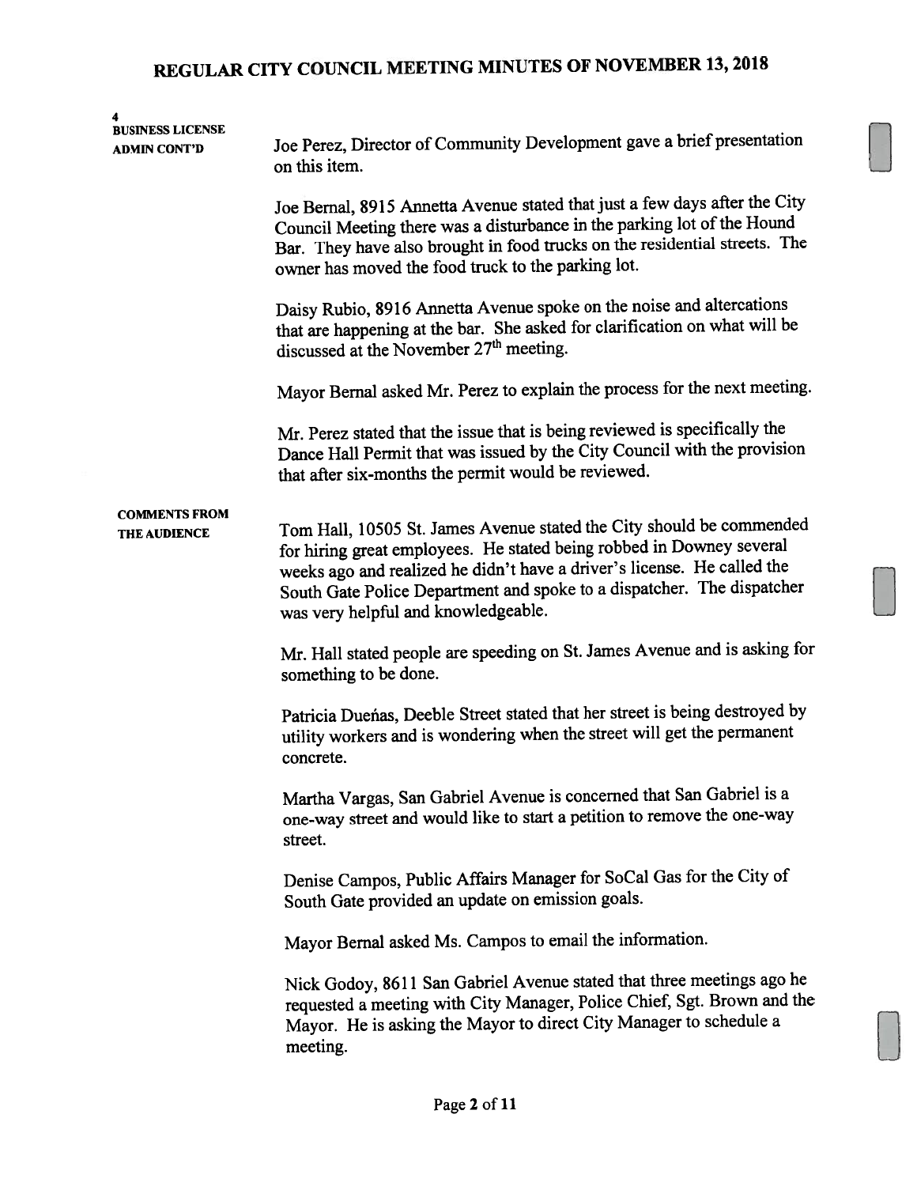**4**
**BUSINESS LICENSE ADMIN CONT'D**

Joe Perez, Director of Community Development gave a brief presentation on this item.

Joe Bernal, 8915 Annetta Avenue stated that just a few days after the City Council Meeting there was a disturbance in the parking lot of the Hound Bar. They have also brought in food trucks on the residential streets. The owner has moved the food truck to the parking lot.

Daisy Rubio, 8916 Annetta Avenue spoke on the noise and altercations that are happening at the bar. She asked for clarification on what will be discussed at the November 27th meeting.

Mayor Bernal asked Mr. Perez to explain the process for the next meeting.

Mr. Perez stated that the issue that is being reviewed is specifically the Dance Hall Permit that was issued by the City Council with the provision that after six-months the permit would be reviewed.

**COMMENTS FROM THE AUDIENCE**

Tom Hall, 10505 St. James Avenue stated the City should be commended for hiring great employees. He stated being robbed in Downey several weeks ago and realized he didn't have a driver's license. He called the South Gate Police Department and spoke to a dispatcher. The dispatcher was very helpful and knowledgeable.

Mr. Hall stated people are speeding on St. James Avenue and is asking for something to be done.

Patricia Dueñas, Deeble Street stated that her street is being destroyed by utility workers and is wondering when the street will get the permanent concrete.

Martha Vargas, San Gabriel Avenue is concerned that San Gabriel is a one-way street and would like to start a petition to remove the one-way street.

Denise Campos, Public Affairs Manager for SoCal Gas for the City of South Gate provided an update on emission goals.

Mayor Bernal asked Ms. Campos to email the information.

Nick Godoy, 8611 San Gabriel Avenue stated that three meetings ago he requested a meeting with City Manager, Police Chief, Sgt. Brown and the Mayor. He is asking the Mayor to direct City Manager to schedule a meeting.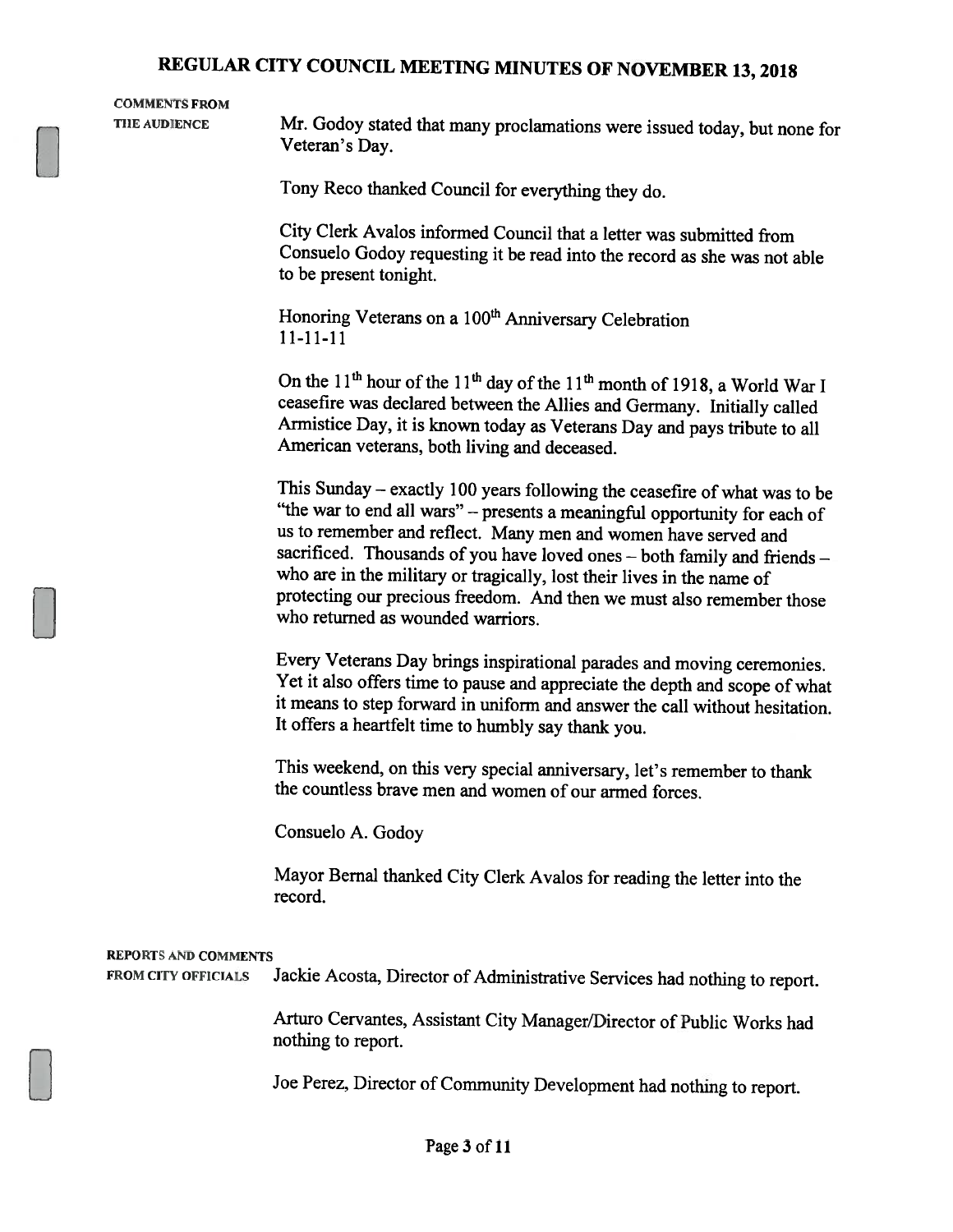**COMMENTS FROM THE AUDIENCE**

Mr. Godoy stated that many proclamations were issued today, but none for Veteran's Day.

Tony Reco thanked Council for everything they do.

City Clerk Avalos informed Council that a letter was submitted from Consuelo Godoy requesting it be read into the record as she was not able to be present tonight.

Honoring Veterans on a 100th Anniversary Celebration
11-11-11

On the 11th hour of the 11th day of the 11th month of 1918, a World War I ceasefire was declared between the Allies and Germany. Initially called Armistice Day, it is known today as Veterans Day and pays tribute to all American veterans, both living and deceased.

This Sunday – exactly 100 years following the ceasefire of what was to be "the war to end all wars" – presents a meaningful opportunity for each of us to remember and reflect. Many men and women have served and sacrificed. Thousands of you have loved ones – both family and friends – who are in the military or tragically, lost their lives in the name of protecting our precious freedom. And then we must also remember those who returned as wounded warriors.

Every Veterans Day brings inspirational parades and moving ceremonies. Yet it also offers time to pause and appreciate the depth and scope of what it means to step forward in uniform and answer the call without hesitation. It offers a heartfelt time to humbly say thank you.

This weekend, on this very special anniversary, let's remember to thank the countless brave men and women of our armed forces.

Consuelo A. Godoy

Mayor Bernal thanked City Clerk Avalos for reading the letter into the record.

**REPORTS AND COMMENTS FROM CITY OFFICIALS**

Jackie Acosta, Director of Administrative Services had nothing to report.

Arturo Cervantes, Assistant City Manager/Director of Public Works had nothing to report.

Joe Perez, Director of Community Development had nothing to report.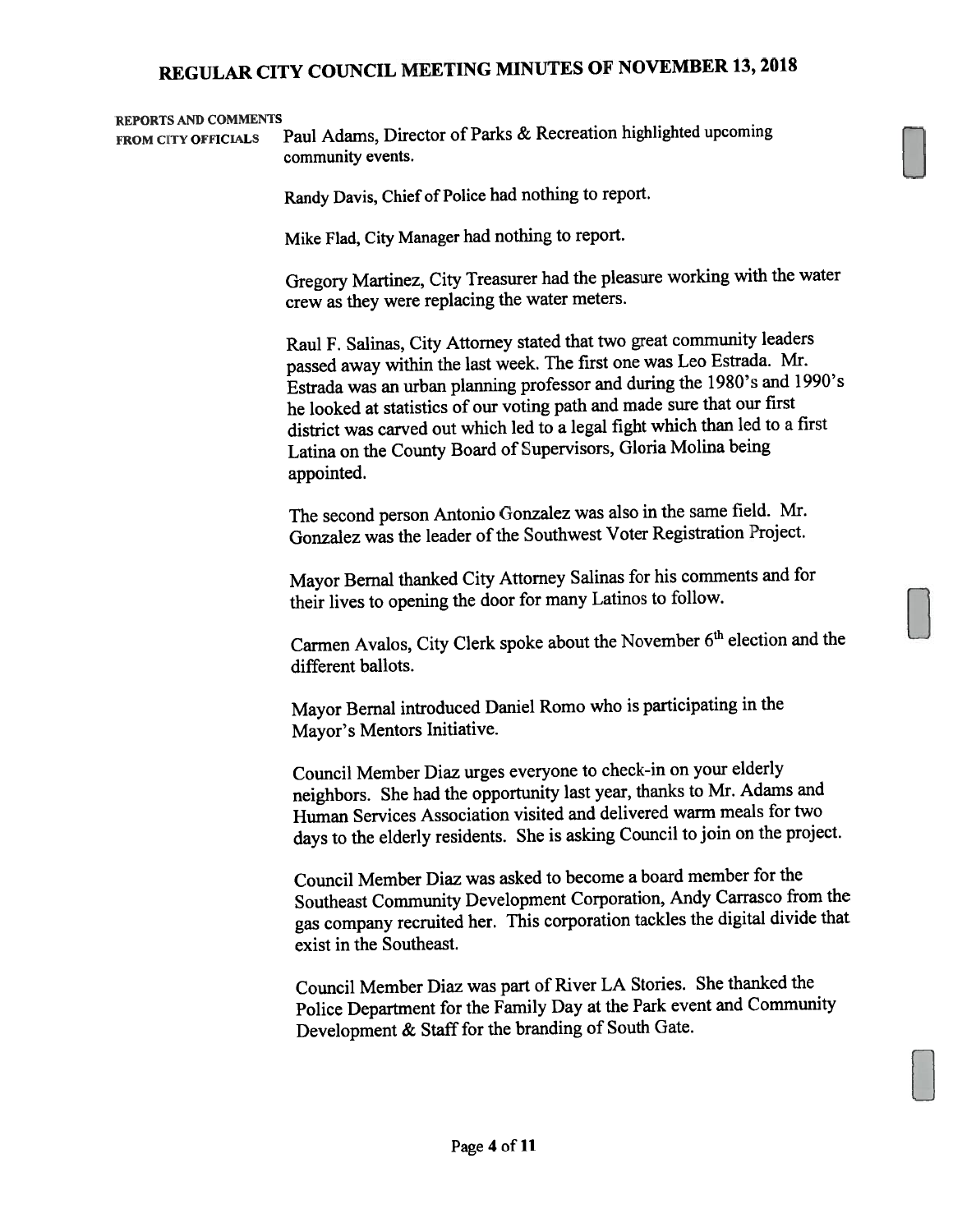**REPORTS AND COMMENTS FROM CITY OFFICIALS**

Paul Adams, Director of Parks & Recreation highlighted upcoming community events.

Randy Davis, Chief of Police had nothing to report.

Mike Flad, City Manager had nothing to report.

Gregory Martinez, City Treasurer had the pleasure working with the water crew as they were replacing the water meters.

Raul F. Salinas, City Attorney stated that two great community leaders passed away within the last week. The first one was Leo Estrada. Mr. Estrada was an urban planning professor and during the 1980's and 1990's he looked at statistics of our voting path and made sure that our first district was carved out which led to a legal fight which than led to a first Latina on the County Board of Supervisors, Gloria Molina being appointed.

The second person Antonio Gonzalez was also in the same field. Mr. Gonzalez was the leader of the Southwest Voter Registration Project.

Mayor Bernal thanked City Attorney Salinas for his comments and for their lives to opening the door for many Latinos to follow.

Carmen Avalos, City Clerk spoke about the November 6th election and the different ballots.

Mayor Bernal introduced Daniel Romo who is participating in the Mayor's Mentors Initiative.

Council Member Diaz urges everyone to check-in on your elderly neighbors. She had the opportunity last year, thanks to Mr. Adams and Human Services Association visited and delivered warm meals for two days to the elderly residents. She is asking Council to join on the project.

Council Member Diaz was asked to become a board member for the Southeast Community Development Corporation, Andy Carrasco from the gas company recruited her. This corporation tackles the digital divide that exist in the Southeast.

Council Member Diaz was part of River LA Stories. She thanked the Police Department for the Family Day at the Park event and Community Development & Staff for the branding of South Gate.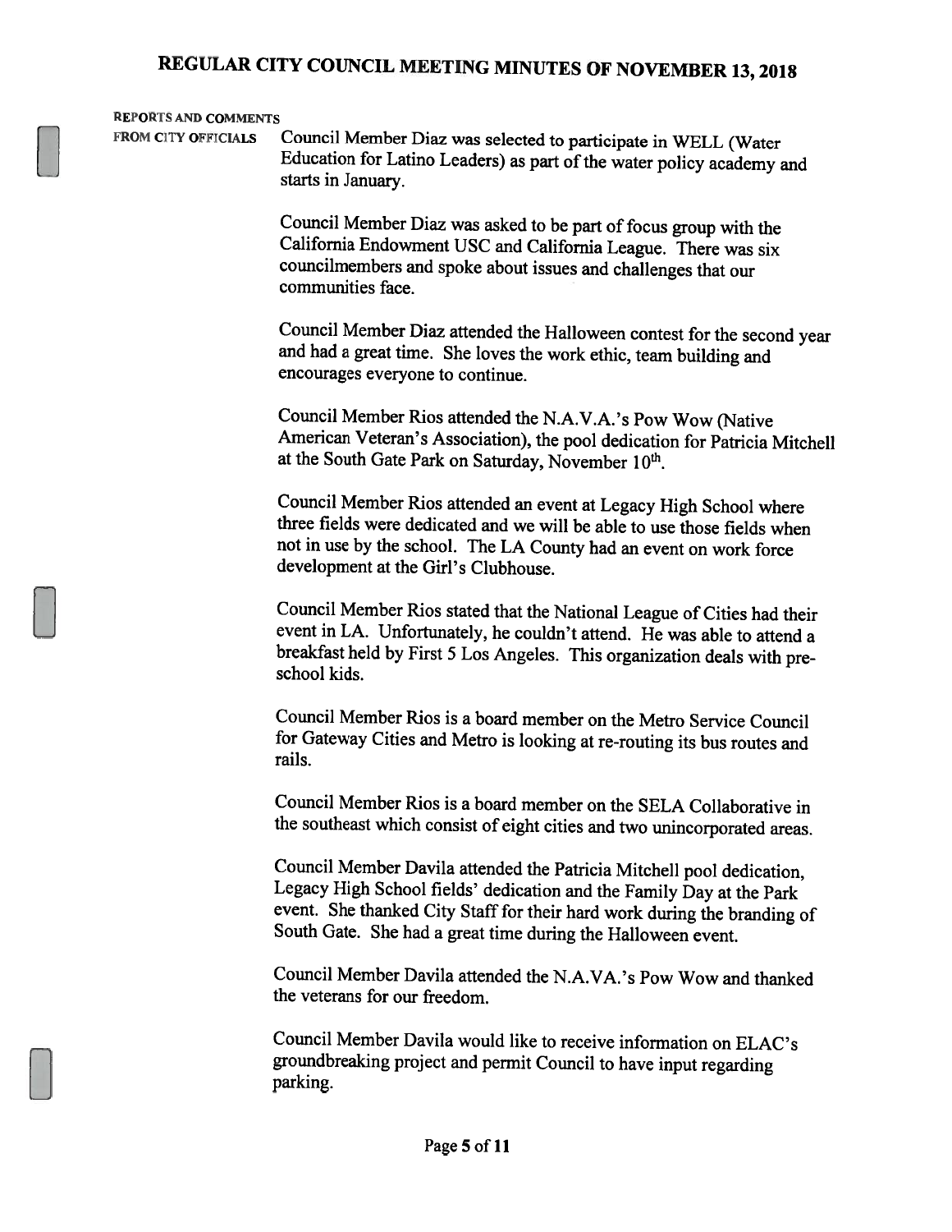**REPORTS AND COMMENTS FROM CITY OFFICIALS**

Council Member Diaz was selected to participate in WELL (Water Education for Latino Leaders) as part of the water policy academy and starts in January.

Council Member Diaz was asked to be part of focus group with the California Endowment USC and California League. There was six councilmembers and spoke about issues and challenges that our communities face.

Council Member Diaz attended the Halloween contest for the second year and had a great time. She loves the work ethic, team building and encourages everyone to continue.

Council Member Rios attended the N.A.V.A.'s Pow Wow (Native American Veteran's Association), the pool dedication for Patricia Mitchell at the South Gate Park on Saturday, November 10th.

Council Member Rios attended an event at Legacy High School where three fields were dedicated and we will be able to use those fields when not in use by the school. The LA County had an event on work force development at the Girl's Clubhouse.

Council Member Rios stated that the National League of Cities had their event in LA. Unfortunately, he couldn't attend. He was able to attend a breakfast held by First 5 Los Angeles. This organization deals with pre-school kids.

Council Member Rios is a board member on the Metro Service Council for Gateway Cities and Metro is looking at re-routing its bus routes and rails.

Council Member Rios is a board member on the SELA Collaborative in the southeast which consist of eight cities and two unincorporated areas.

Council Member Davila attended the Patricia Mitchell pool dedication, Legacy High School fields' dedication and the Family Day at the Park event. She thanked City Staff for their hard work during the branding of South Gate. She had a great time during the Halloween event.

Council Member Davila attended the N.A.VA.'s Pow Wow and thanked the veterans for our freedom.

Council Member Davila would like to receive information on ELAC's groundbreaking project and permit Council to have input regarding parking.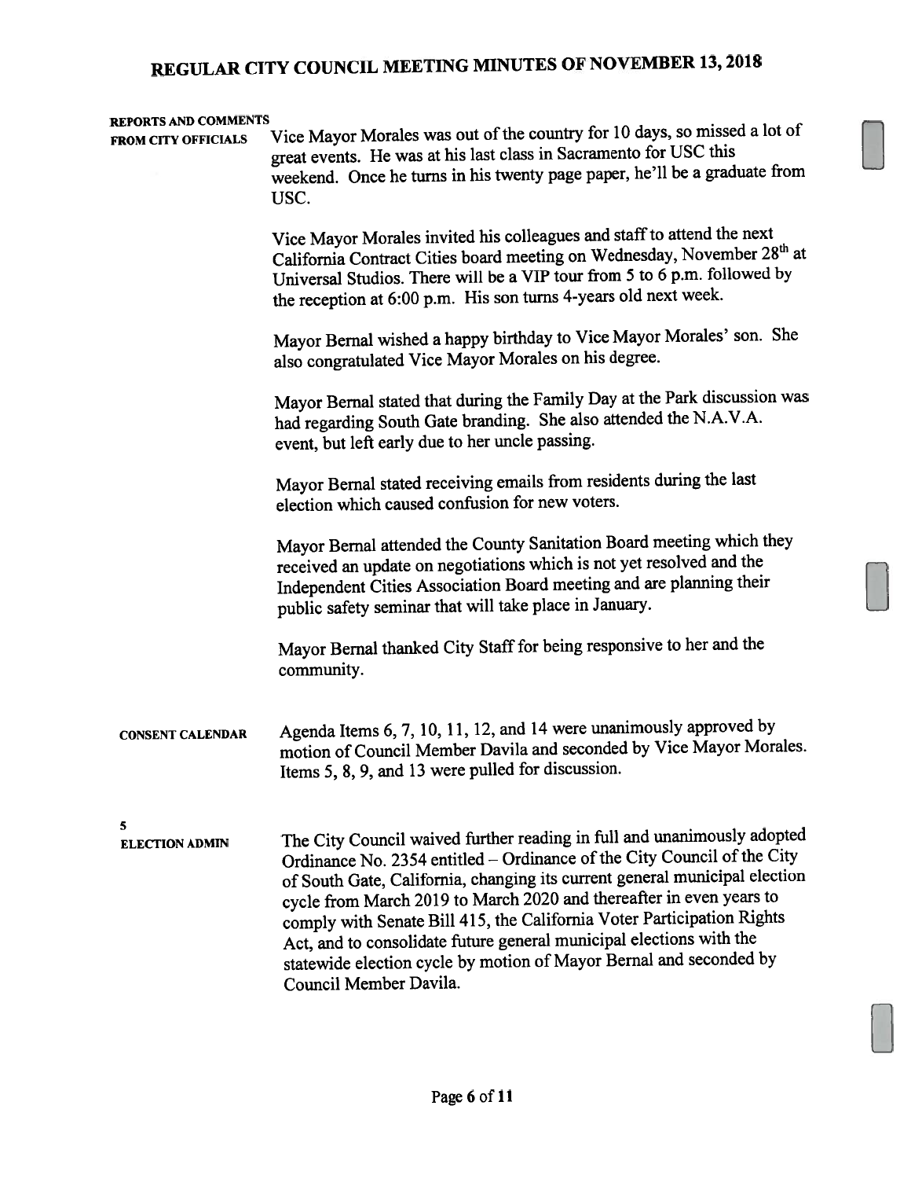**REPORTS AND COMMENTS FROM CITY OFFICIALS**

Vice Mayor Morales was out of the country for 10 days, so missed a lot of great events. He was at his last class in Sacramento for USC this weekend. Once he turns in his twenty page paper, he'll be a graduate from USC.

Vice Mayor Morales invited his colleagues and staff to attend the next California Contract Cities board meeting on Wednesday, November 28th at Universal Studios. There will be a VIP tour from 5 to 6 p.m. followed by the reception at 6:00 p.m. His son turns 4-years old next week.

Mayor Bernal wished a happy birthday to Vice Mayor Morales' son. She also congratulated Vice Mayor Morales on his degree.

Mayor Bernal stated that during the Family Day at the Park discussion was had regarding South Gate branding. She also attended the N.A.V.A. event, but left early due to her uncle passing.

Mayor Bernal stated receiving emails from residents during the last election which caused confusion for new voters.

Mayor Bernal attended the County Sanitation Board meeting which they received an update on negotiations which is not yet resolved and the Independent Cities Association Board meeting and are planning their public safety seminar that will take place in January.

Mayor Bernal thanked City Staff for being responsive to her and the community.

**CONSENT CALENDAR**

Agenda Items 6, 7, 10, 11, 12, and 14 were unanimously approved by motion of Council Member Davila and seconded by Vice Mayor Morales. Items 5, 8, 9, and 13 were pulled for discussion.

**5**
**ELECTION ADMIN**

The City Council waived further reading in full and unanimously adopted Ordinance No. 2354 entitled – Ordinance of the City Council of the City of South Gate, California, changing its current general municipal election cycle from March 2019 to March 2020 and thereafter in even years to comply with Senate Bill 415, the California Voter Participation Rights Act, and to consolidate future general municipal elections with the statewide election cycle by motion of Mayor Bernal and seconded by Council Member Davila.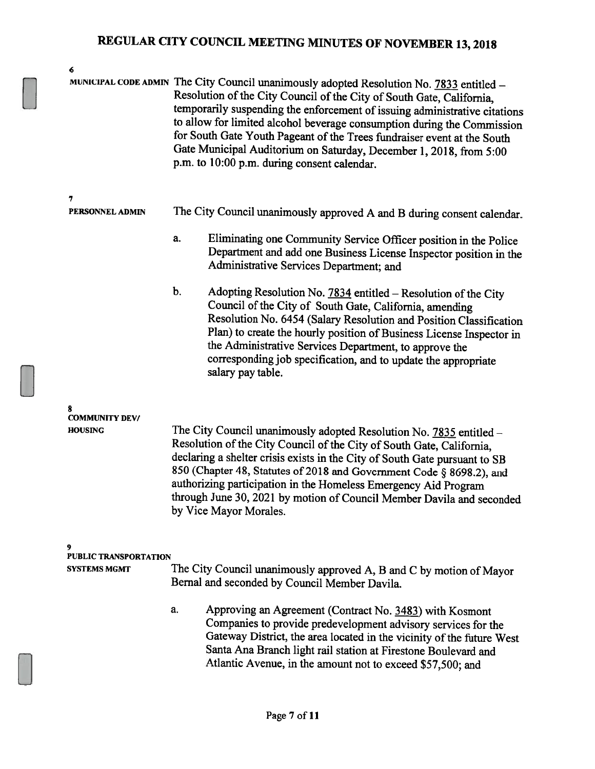**6**

**MUNICIPAL CODE ADMIN** The City Council unanimously adopted Resolution No. 7833 entitled – Resolution of the City Council of the City of South Gate, California, temporarily suspending the enforcement of issuing administrative citations to allow for limited alcohol beverage consumption during the Commission for South Gate Youth Pageant of the Trees fundraiser event at the South Gate Municipal Auditorium on Saturday, December 1, 2018, from 5:00 p.m. to 10:00 p.m. during consent calendar.

**7**

**PERSONNEL ADMIN** The City Council unanimously approved A and B during consent calendar.

a. Eliminating one Community Service Officer position in the Police Department and add one Business License Inspector position in the Administrative Services Department; and

b. Adopting Resolution No. 7834 entitled – Resolution of the City Council of the City of South Gate, California, amending Resolution No. 6454 (Salary Resolution and Position Classification Plan) to create the hourly position of Business License Inspector in the Administrative Services Department, to approve the corresponding job specification, and to update the appropriate salary pay table.

**8**

**COMMUNITY DEV/ HOUSING** The City Council unanimously adopted Resolution No. 7835 entitled – Resolution of the City Council of the City of South Gate, California, declaring a shelter crisis exists in the City of South Gate pursuant to SB 850 (Chapter 48, Statutes of 2018 and Government Code § 8698.2), and authorizing participation in the Homeless Emergency Aid Program through June 30, 2021 by motion of Council Member Davila and seconded by Vice Mayor Morales.

**9**

**PUBLIC TRANSPORTATION SYSTEMS MGMT** The City Council unanimously approved A, B and C by motion of Mayor Bernal and seconded by Council Member Davila.

a. Approving an Agreement (Contract No. 3483) with Kosmont Companies to provide predevelopment advisory services for the Gateway District, the area located in the vicinity of the future West Santa Ana Branch light rail station at Firestone Boulevard and Atlantic Avenue, in the amount not to exceed $57,500; and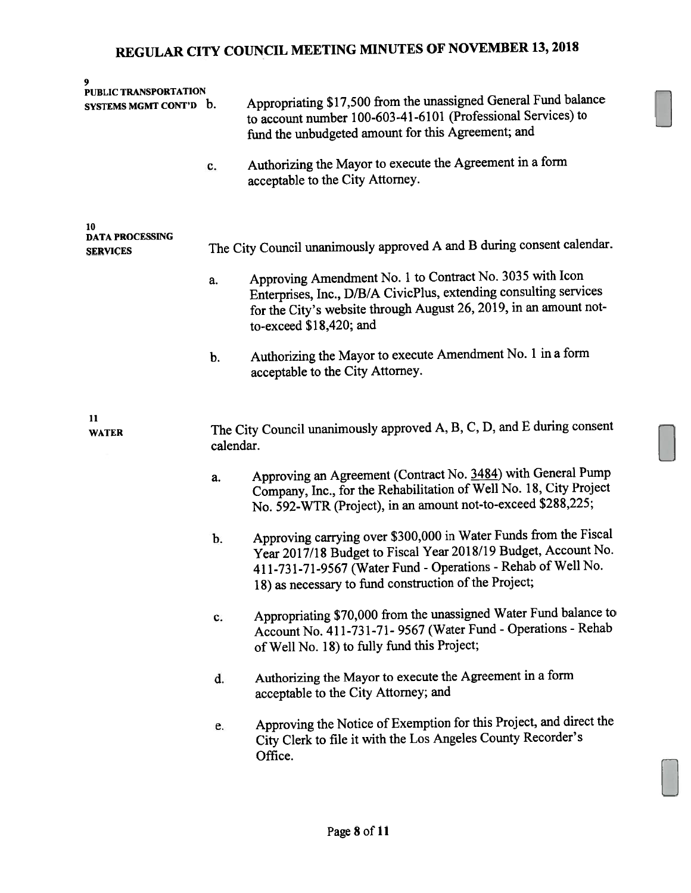**9**
**PUBLIC TRANSPORTATION SYSTEMS MGMT CONT'D**

b. Appropriating $17,500 from the unassigned General Fund balance to account number 100-603-41-6101 (Professional Services) to fund the unbudgeted amount for this Agreement; and

c. Authorizing the Mayor to execute the Agreement in a form acceptable to the City Attorney.

**10**
**DATA PROCESSING SERVICES**

The City Council unanimously approved A and B during consent calendar.

a. Approving Amendment No. 1 to Contract No. 3035 with Icon Enterprises, Inc., D/B/A CivicPlus, extending consulting services for the City's website through August 26, 2019, in an amount not-to-exceed $18,420; and

b. Authorizing the Mayor to execute Amendment No. 1 in a form acceptable to the City Attorney.

**11**
**WATER**

The City Council unanimously approved A, B, C, D, and E during consent calendar.

a. Approving an Agreement (Contract No. 3484) with General Pump Company, Inc., for the Rehabilitation of Well No. 18, City Project No. 592-WTR (Project), in an amount not-to-exceed $288,225;

b. Approving carrying over $300,000 in Water Funds from the Fiscal Year 2017/18 Budget to Fiscal Year 2018/19 Budget, Account No. 411-731-71-9567 (Water Fund - Operations - Rehab of Well No. 18) as necessary to fund construction of the Project;

c. Appropriating $70,000 from the unassigned Water Fund balance to Account No. 411-731-71- 9567 (Water Fund - Operations - Rehab of Well No. 18) to fully fund this Project;

d. Authorizing the Mayor to execute the Agreement in a form acceptable to the City Attorney; and

e. Approving the Notice of Exemption for this Project, and direct the City Clerk to file it with the Los Angeles County Recorder's Office.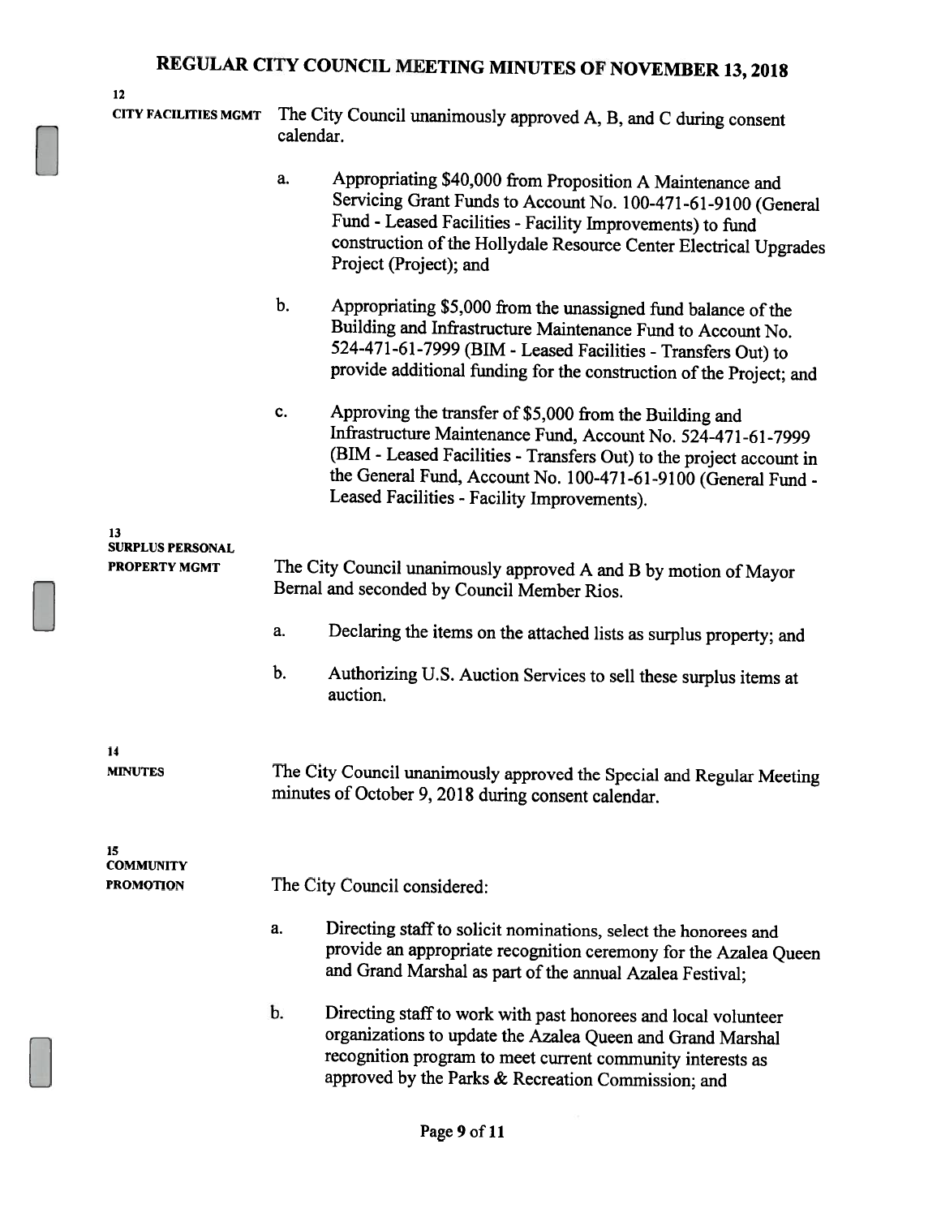**12**
**CITY FACILITIES MGMT**

The City Council unanimously approved A, B, and C during consent calendar.

a. Appropriating $40,000 from Proposition A Maintenance and Servicing Grant Funds to Account No. 100-471-61-9100 (General Fund - Leased Facilities - Facility Improvements) to fund construction of the Hollydale Resource Center Electrical Upgrades Project (Project); and

b. Appropriating $5,000 from the unassigned fund balance of the Building and Infrastructure Maintenance Fund to Account No. 524-471-61-7999 (BIM - Leased Facilities - Transfers Out) to provide additional funding for the construction of the Project; and

c. Approving the transfer of $5,000 from the Building and Infrastructure Maintenance Fund, Account No. 524-471-61-7999 (BIM - Leased Facilities - Transfers Out) to the project account in the General Fund, Account No. 100-471-61-9100 (General Fund - Leased Facilities - Facility Improvements).

**13**
**SURPLUS PERSONAL PROPERTY MGMT**

The City Council unanimously approved A and B by motion of Mayor Bernal and seconded by Council Member Rios.

a. Declaring the items on the attached lists as surplus property; and

b. Authorizing U.S. Auction Services to sell these surplus items at auction.

**14**
**MINUTES**

The City Council unanimously approved the Special and Regular Meeting minutes of October 9, 2018 during consent calendar.

**15**
**COMMUNITY PROMOTION**

The City Council considered:

a. Directing staff to solicit nominations, select the honorees and provide an appropriate recognition ceremony for the Azalea Queen and Grand Marshal as part of the annual Azalea Festival;

b. Directing staff to work with past honorees and local volunteer organizations to update the Azalea Queen and Grand Marshal recognition program to meet current community interests as approved by the Parks & Recreation Commission; and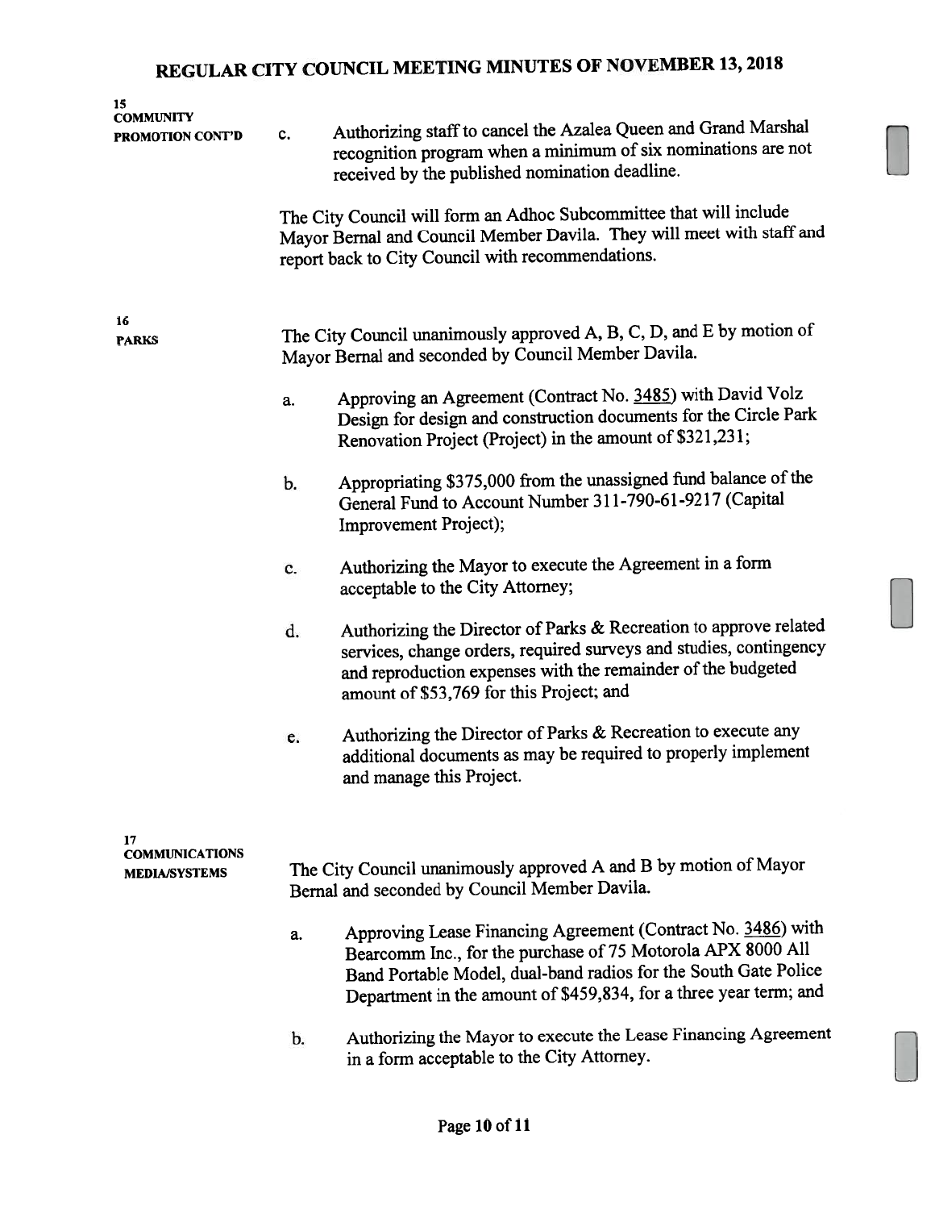**15**
**COMMUNITY PROMOTION CONT'D**

c. Authorizing staff to cancel the Azalea Queen and Grand Marshal recognition program when a minimum of six nominations are not received by the published nomination deadline.

The City Council will form an Adhoc Subcommittee that will include Mayor Bernal and Council Member Davila. They will meet with staff and report back to City Council with recommendations.

**16**
**PARKS**

The City Council unanimously approved A, B, C, D, and E by motion of Mayor Bernal and seconded by Council Member Davila.

a. Approving an Agreement (Contract No. 3485) with David Volz Design for design and construction documents for the Circle Park Renovation Project (Project) in the amount of $321,231;

b. Appropriating $375,000 from the unassigned fund balance of the General Fund to Account Number 311-790-61-9217 (Capital Improvement Project);

c. Authorizing the Mayor to execute the Agreement in a form acceptable to the City Attorney;

d. Authorizing the Director of Parks & Recreation to approve related services, change orders, required surveys and studies, contingency and reproduction expenses with the remainder of the budgeted amount of $53,769 for this Project; and

e. Authorizing the Director of Parks & Recreation to execute any additional documents as may be required to properly implement and manage this Project.

**17**
**COMMUNICATIONS MEDIA/SYSTEMS**

The City Council unanimously approved A and B by motion of Mayor Bernal and seconded by Council Member Davila.

a. Approving Lease Financing Agreement (Contract No. 3486) with Bearcomm Inc., for the purchase of 75 Motorola APX 8000 All Band Portable Model, dual-band radios for the South Gate Police Department in the amount of $459,834, for a three year term; and

b. Authorizing the Mayor to execute the Lease Financing Agreement in a form acceptable to the City Attorney.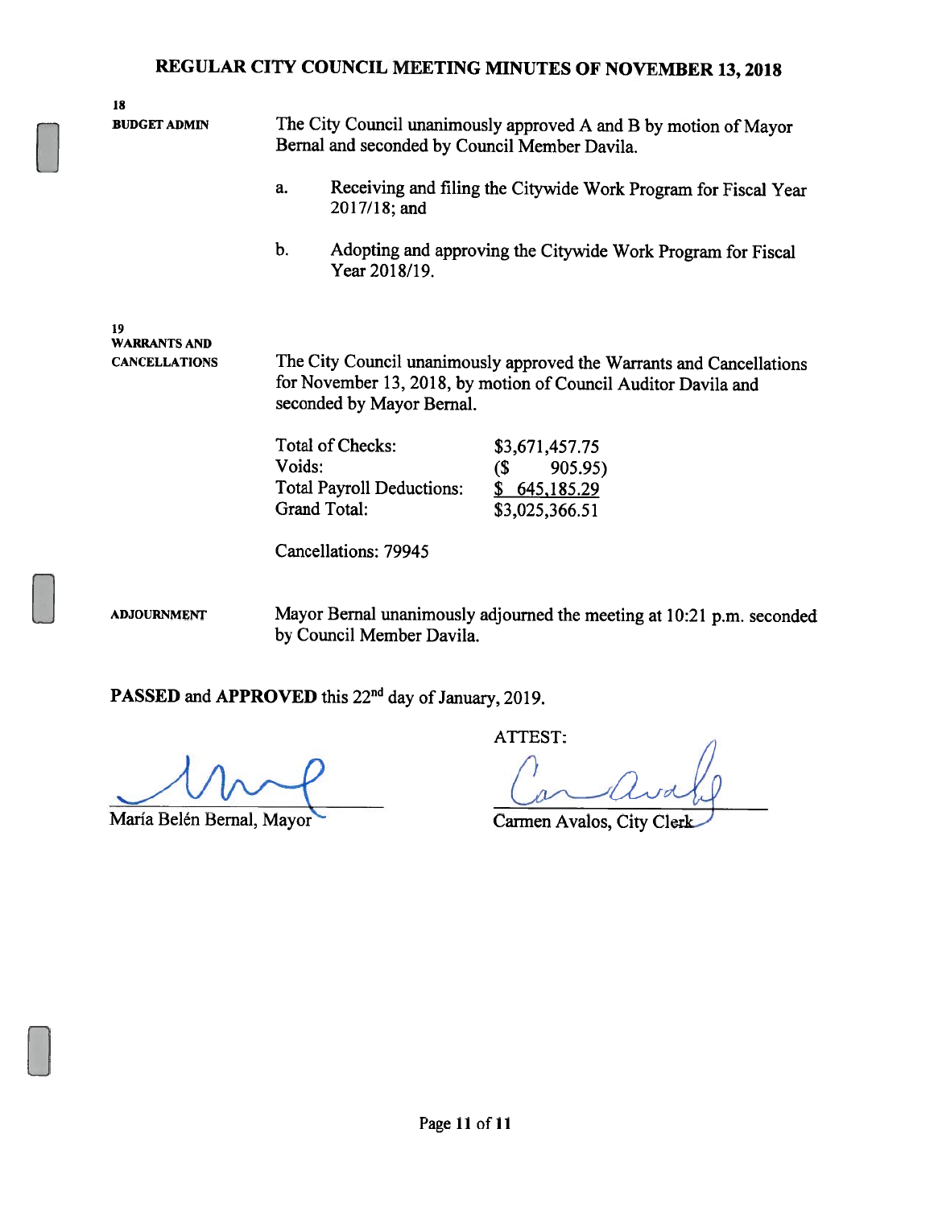**REGULAR CITY COUNCIL MEETING MINUTES OF NOVEMBER 13, 2018**

**18**
**BUDGET ADMIN**

The City Council unanimously approved A and B by motion of Mayor Bernal and seconded by Council Member Davila.

a. Receiving and filing the Citywide Work Program for Fiscal Year 2017/18; and

b. Adopting and approving the Citywide Work Program for Fiscal Year 2018/19.

**19**
**WARRANTS AND CANCELLATIONS**

The City Council unanimously approved the Warrants and Cancellations for November 13, 2018, by motion of Council Auditor Davila and seconded by Mayor Bernal.

| | |
|---|---|
| Total of Checks: | $3,671,457.75 |
| Voids: | ($ 905.95) |
| Total Payroll Deductions: | $ 645,185.29 |
| Grand Total: | $3,025,366.51 |

Cancellations: 79945

**ADJOURNMENT**

Mayor Bernal unanimously adjourned the meeting at 10:21 p.m. seconded by Council Member Davila.

**PASSED** and **APPROVED** this 22nd day of January, 2019.

María Belén Bernal, Mayor

ATTEST:

Carmen Avalos, City Clerk